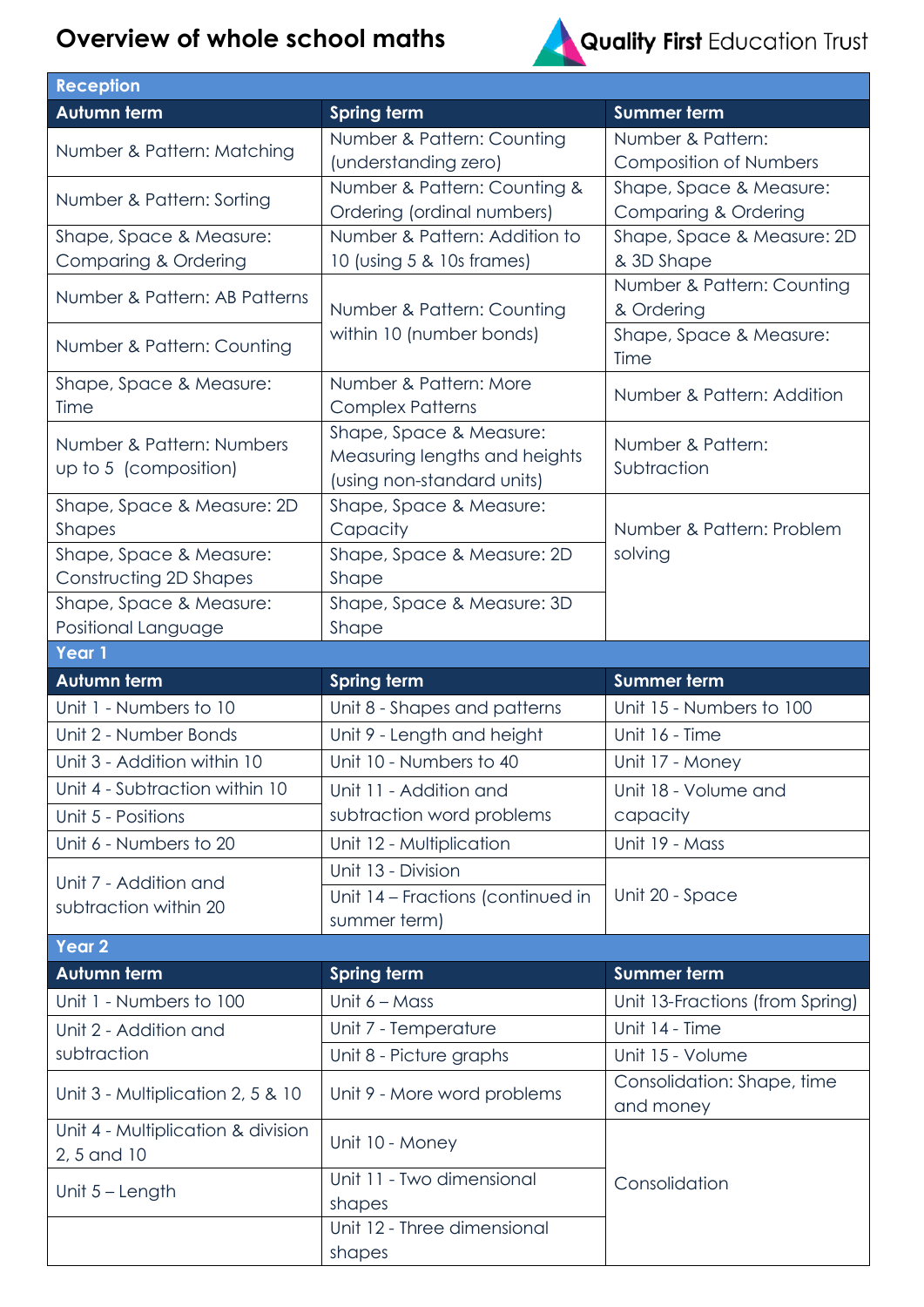# Overview of whole school maths

Quality First Education Trust

## Reception

| Autumn term | Spring term | Summer term |
|---|---|---|
| Number & Pattern: Matching | Number & Pattern: Counting (understanding zero) | Number & Pattern: Composition of Numbers |
| Number & Pattern: Sorting | Number & Pattern: Counting & Ordering (ordinal numbers) | Shape, Space & Measure: Comparing & Ordering |
| Shape, Space & Measure: Comparing & Ordering | Number & Pattern: Addition to 10 (using 5 & 10s frames) | Shape, Space & Measure: 2D & 3D Shape |
| Number & Pattern: AB Patterns | Number & Pattern: Counting within 10 (number bonds) | Number & Pattern: Counting & Ordering |
| Number & Pattern: Counting | | Shape, Space & Measure: Time |
| Shape, Space & Measure: Time | Number & Pattern: More Complex Patterns | Number & Pattern: Addition |
| Number & Pattern: Numbers up to 5 (composition) | Shape, Space & Measure: Measuring lengths and heights (using non-standard units) | Number & Pattern: Subtraction |
| Shape, Space & Measure: 2D Shapes | Shape, Space & Measure: Capacity | Number & Pattern: Problem solving |
| Shape, Space & Measure: Constructing 2D Shapes | Shape, Space & Measure: 2D Shape | |
| Shape, Space & Measure: Positional Language | Shape, Space & Measure: 3D Shape | |

## Year 1

| Autumn term | Spring term | Summer term |
|---|---|---|
| Unit 1 - Numbers to 10 | Unit 8 - Shapes and patterns | Unit 15 - Numbers to 100 |
| Unit 2 - Number Bonds | Unit 9 - Length and height | Unit 16 - Time |
| Unit 3 - Addition within 10 | Unit 10 - Numbers to 40 | Unit 17 - Money |
| Unit 4 - Subtraction within 10 | Unit 11 - Addition and subtraction word problems | Unit 18 - Volume and capacity |
| Unit 5 - Positions | | |
| Unit 6 - Numbers to 20 | Unit 12 - Multiplication | Unit 19 - Mass |
| Unit 7 - Addition and subtraction within 20 | Unit 13 - Division | Unit 20 - Space |
| | Unit 14 – Fractions (continued in summer term) | |

## Year 2

| Autumn term | Spring term | Summer term |
|---|---|---|
| Unit 1 - Numbers to 100 | Unit 6 – Mass | Unit 13-Fractions (from Spring) |
| Unit 2 - Addition and subtraction | Unit 7 - Temperature | Unit 14 - Time |
| | Unit 8 - Picture graphs | Unit 15 - Volume |
| Unit 3 - Multiplication 2, 5 & 10 | Unit 9 - More word problems | Consolidation: Shape, time and money |
| Unit 4 - Multiplication & division 2, 5 and 10 | Unit 10 - Money | Consolidation |
| Unit 5 – Length | Unit 11 - Two dimensional shapes | |
| | Unit 12 - Three dimensional shapes | |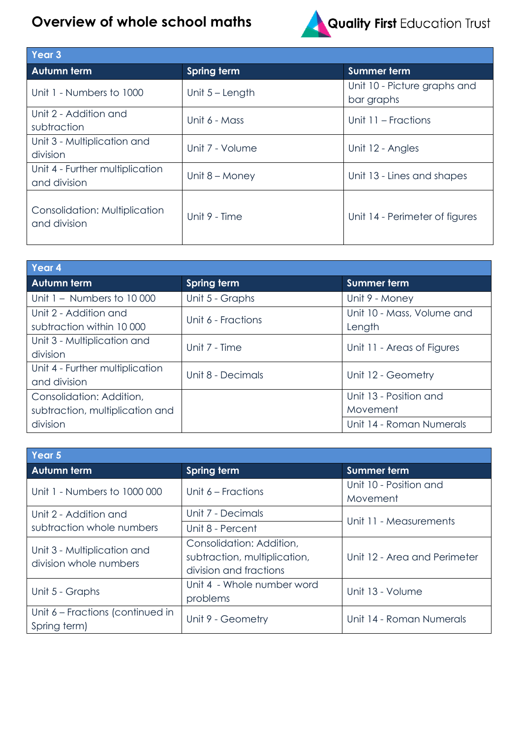# Overview of whole school maths

Quality First Education Trust

| Year 3 | | |
|---|---|---|
| **Autumn term** | **Spring term** | **Summer term** |
| Unit 1 - Numbers to 1000 | Unit 5 – Length | Unit 10 - Picture graphs and bar graphs |
| Unit 2 - Addition and subtraction | Unit 6 - Mass | Unit 11 – Fractions |
| Unit 3 - Multiplication and division | Unit 7 - Volume | Unit 12 - Angles |
| Unit 4 - Further multiplication and division | Unit 8 – Money | Unit 13 - Lines and shapes |
| Consolidation: Multiplication and division | Unit 9 - Time | Unit 14 - Perimeter of figures |

| Year 4 | | |
|---|---|---|
| **Autumn term** | **Spring term** | **Summer term** |
| Unit 1 – Numbers to 10 000 | Unit 5 - Graphs | Unit 9 - Money |
| Unit 2 - Addition and subtraction within 10 000 | Unit 6 - Fractions | Unit 10 - Mass, Volume and Length |
| Unit 3 - Multiplication and division | Unit 7 - Time | Unit 11 - Areas of Figures |
| Unit 4 - Further multiplication and division | Unit 8 - Decimals | Unit 12 - Geometry |
| Consolidation: Addition, subtraction, multiplication and division | | Unit 13 - Position and Movement |
| | | Unit 14 - Roman Numerals |

| Year 5 | | |
|---|---|---|
| **Autumn term** | **Spring term** | **Summer term** |
| Unit 1 - Numbers to 1000 000 | Unit 6 – Fractions | Unit 10 - Position and Movement |
| Unit 2 - Addition and subtraction whole numbers | Unit 7 - Decimals | Unit 11 - Measurements |
| | Unit 8 - Percent | |
| Unit 3 - Multiplication and division whole numbers | Consolidation: Addition, subtraction, multiplication, division and fractions | Unit 12 - Area and Perimeter |
| Unit 5 - Graphs | Unit 4 - Whole number word problems | Unit 13 - Volume |
| Unit 6 – Fractions (continued in Spring term) | Unit 9 - Geometry | Unit 14 - Roman Numerals |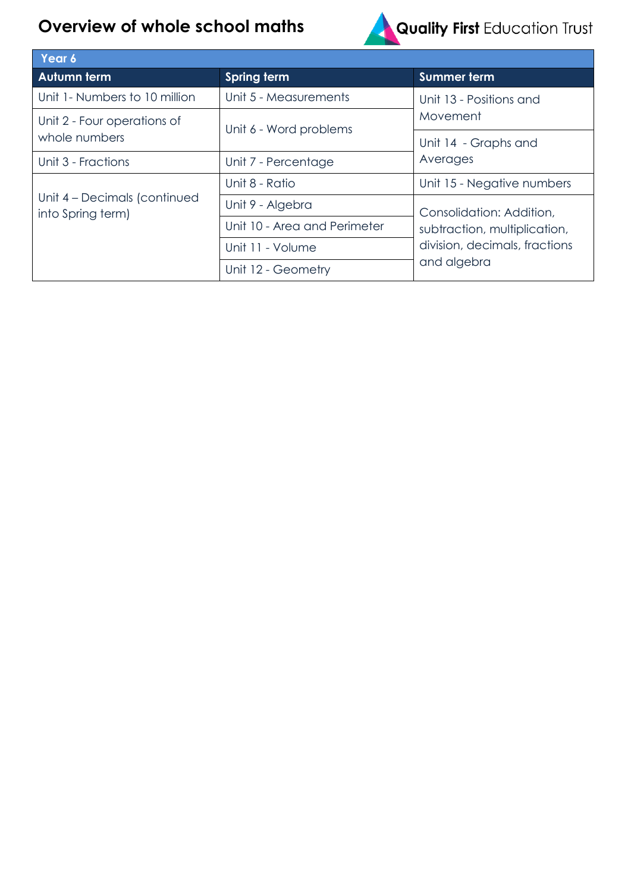# Overview of whole school maths

Quality First Education Trust

| Year 6 | | |
|---|---|---|
| **Autumn term** | **Spring term** | **Summer term** |
| Unit 1- Numbers to 10 million | Unit 5 - Measurements | Unit 13 - Positions and Movement |
| Unit 2 - Four operations of whole numbers | Unit 6 - Word problems | Unit 14 - Graphs and Averages |
| Unit 3 - Fractions | Unit 7 - Percentage | |
| Unit 4 – Decimals (continued into Spring term) | Unit 8 - Ratio | Unit 15 - Negative numbers |
| | Unit 9 - Algebra | Consolidation: Addition, subtraction, multiplication, division, decimals, fractions and algebra |
| | Unit 10 - Area and Perimeter | |
| | Unit 11 - Volume | |
| | Unit 12 - Geometry | |